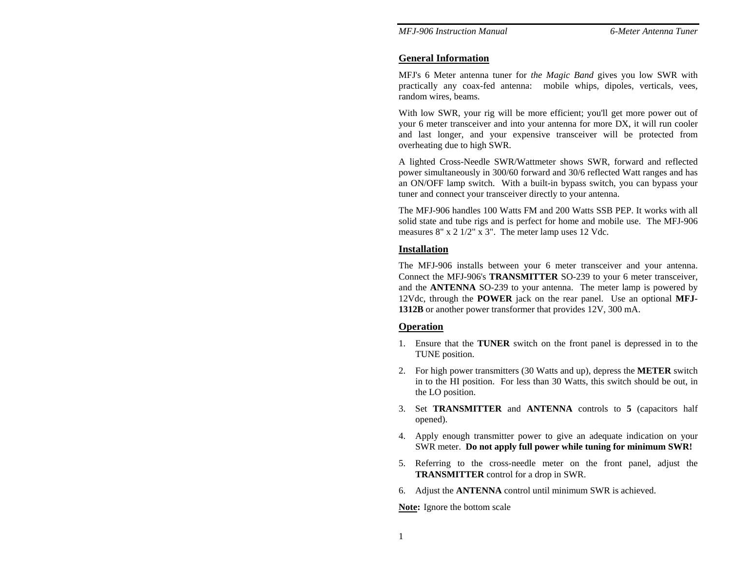## General Information

MFJ's 6 Meter antenna tuner for *the Magic Band* gives you low SWR with practically any coax-fed antenna: mobile whips, dipoles, verticals, vees, random wires, beams.

With low SWR, your rig will be more efficient; you'll get more power out of your 6 meter transceiver and into your antenna for more DX, it will run cooler and last longer, and your expensive transceiver will be protected from overheating due to high SWR.

A lighted Cross-Needle SWR/Wattmeter shows SWR, forward and reflected power simultaneously in 300/60 forward and 30/6 reflected Watt ranges and has an ON/OFF lamp switch. With a built-in bypass switch, you can bypass your tuner and connect your transceiver directly to your antenna.

The MFJ-906 handles 100 Watts FM and 200 Watts SSB PEP. It works with all solid state and tube rigs and is perfect for home and mobile use. The MFJ-906 measures 8" x 2 1/2" x 3". The meter lamp uses 12 Vdc.

## Installation

The MFJ-906 installs between your 6 meter transceiver and your antenna. Connect the MFJ-906's **TRANSMITTER** SO-239 to your 6 meter transceiver, and the **ANTENNA** SO-239 to your antenna. The meter lamp is powered by 12Vdc, through the **POWER** jack on the rear panel. Use an optional **MFJ-1312B** or another power transformer that provides 12V, 300 mA.

## Operation

1. Ensure that the **TUNER** switch on the front panel is depressed in to the TUNE position.
2. For high power transmitters (30 Watts and up), depress the **METER** switch in to the HI position. For less than 30 Watts, this switch should be out, in the LO position.
3. Set **TRANSMITTER** and **ANTENNA** controls to **5** (capacitors half opened).
4. Apply enough transmitter power to give an adequate indication on your SWR meter. **Do not apply full power while tuning for minimum SWR!**
5. Referring to the cross-needle meter on the front panel, adjust the **TRANSMITTER** control for a drop in SWR.
6. Adjust the **ANTENNA** control until minimum SWR is achieved.

**Note:** Ignore the bottom scale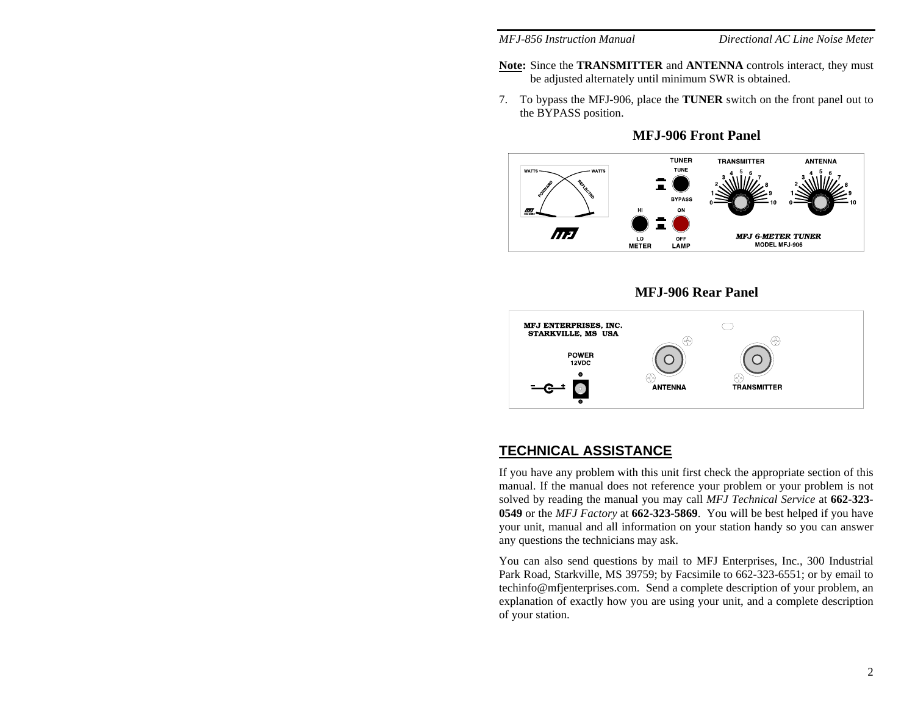**Note:** Since the **TRANSMITTER** and **ANTENNA** controls interact, they must be adjusted alternately until minimum SWR is obtained.

7. To bypass the MFJ-906, place the **TUNER** switch on the front panel out to the BYPASS position.

### MFJ-906 Front Panel

### MFJ-906 Rear Panel

## TECHNICAL ASSISTANCE

If you have any problem with this unit first check the appropriate section of this manual. If the manual does not reference your problem or your problem is not solved by reading the manual you may call *MFJ Technical Service* at **662-323-0549** or the *MFJ Factory* at **662-323-5869**. You will be best helped if you have your unit, manual and all information on your station handy so you can answer any questions the technicians may ask.

You can also send questions by mail to MFJ Enterprises, Inc., 300 Industrial Park Road, Starkville, MS 39759; by Facsimile to 662-323-6551; or by email to techinfo@mfjenterprises.com. Send a complete description of your problem, an explanation of exactly how you are using your unit, and a complete description of your station.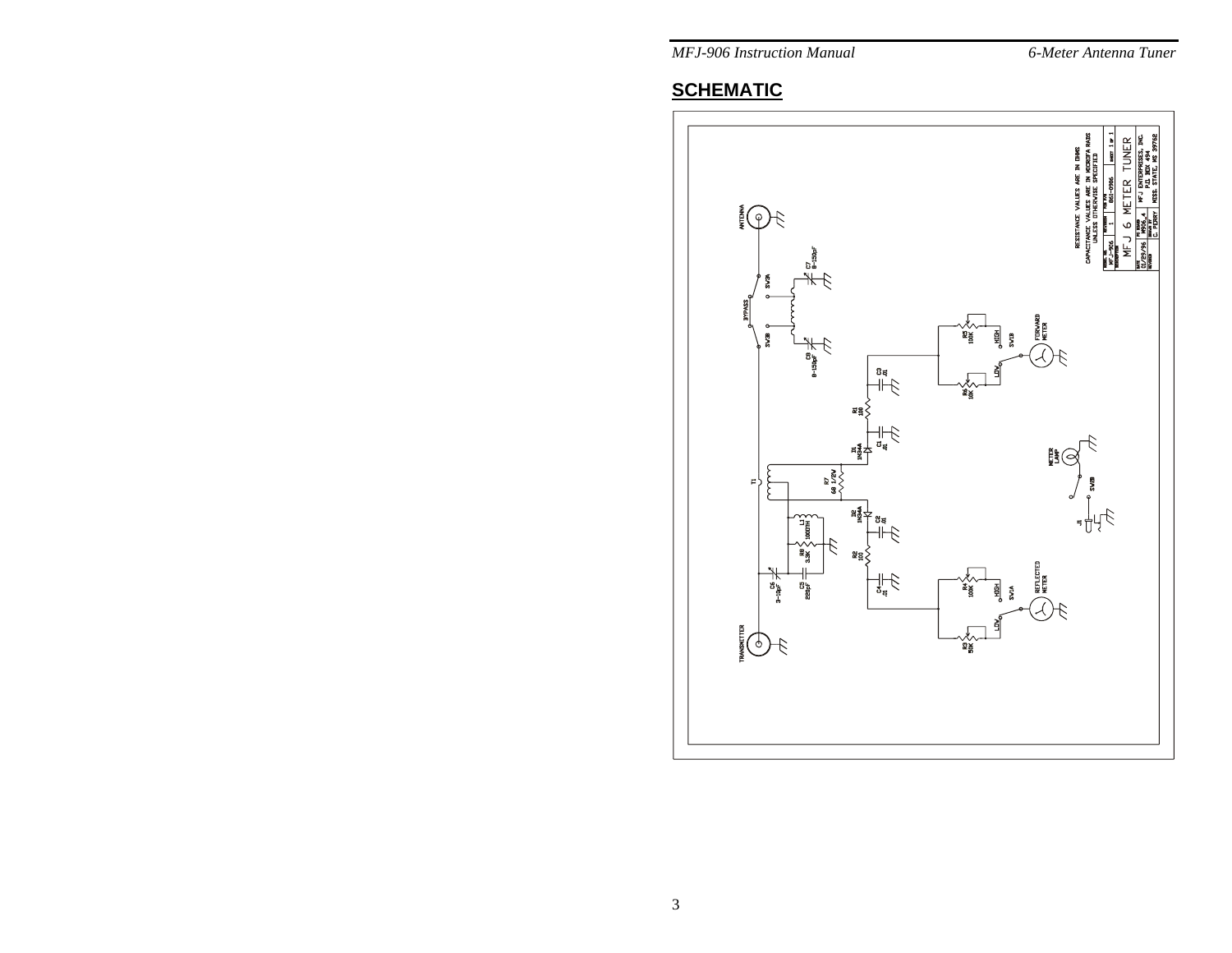## SCHEMATIC

ANTENNA

BYPASS

SW3A

SW3B

C7 8-150pF

C8 8-150pF

T1

R7 68 1/2W

D1 1N34A

D2 1N34A

C1 .01

C2 .01

C3 .01

C4 .01

R1 100

R2 100

L1 1000TH

R8 3.3K

C5 3-10pF

C6 220pF

TRANSMITTER

R5 100K

R6 10K

HIGH

LOW

SW1B

FORWARD METER

METER LAMP

SW2B

J1

R4 100K

R3 50K

HIGH

LOW

SW1A

REFLECTED METER

RESISTANCE VALUES ARE IN OHMS

CAPACITANCE VALUES ARE IN MICROFARADS

UNLESS OTHERWISE SPECIFIED

MFJ-906 | 1 | 861-0906 | SHEET 1 OF 1

MFJ 6 METER TUNER

01/29/96 | M906_4 | C. PERRY

MFJ ENTERPRISES, INC.
P.O. BOX 494
MISS. STATE, MS 39762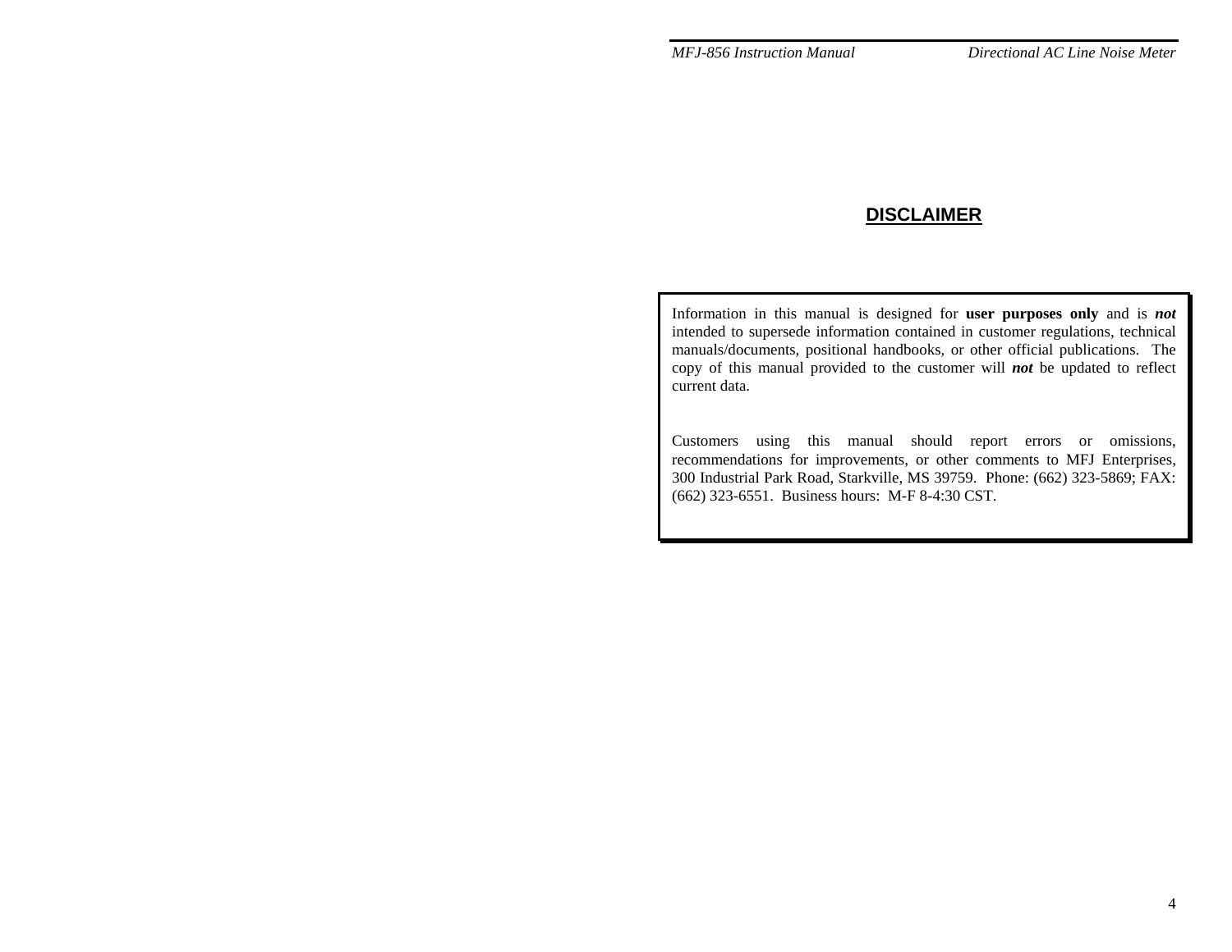# DISCLAIMER

Information in this manual is designed for **user purposes only** and is ***not*** intended to supersede information contained in customer regulations, technical manuals/documents, positional handbooks, or other official publications. The copy of this manual provided to the customer will ***not*** be updated to reflect current data.

Customers using this manual should report errors or omissions, recommendations for improvements, or other comments to MFJ Enterprises, 300 Industrial Park Road, Starkville, MS 39759. Phone: (662) 323-5869; FAX: (662) 323-6551. Business hours: M-F 8-4:30 CST.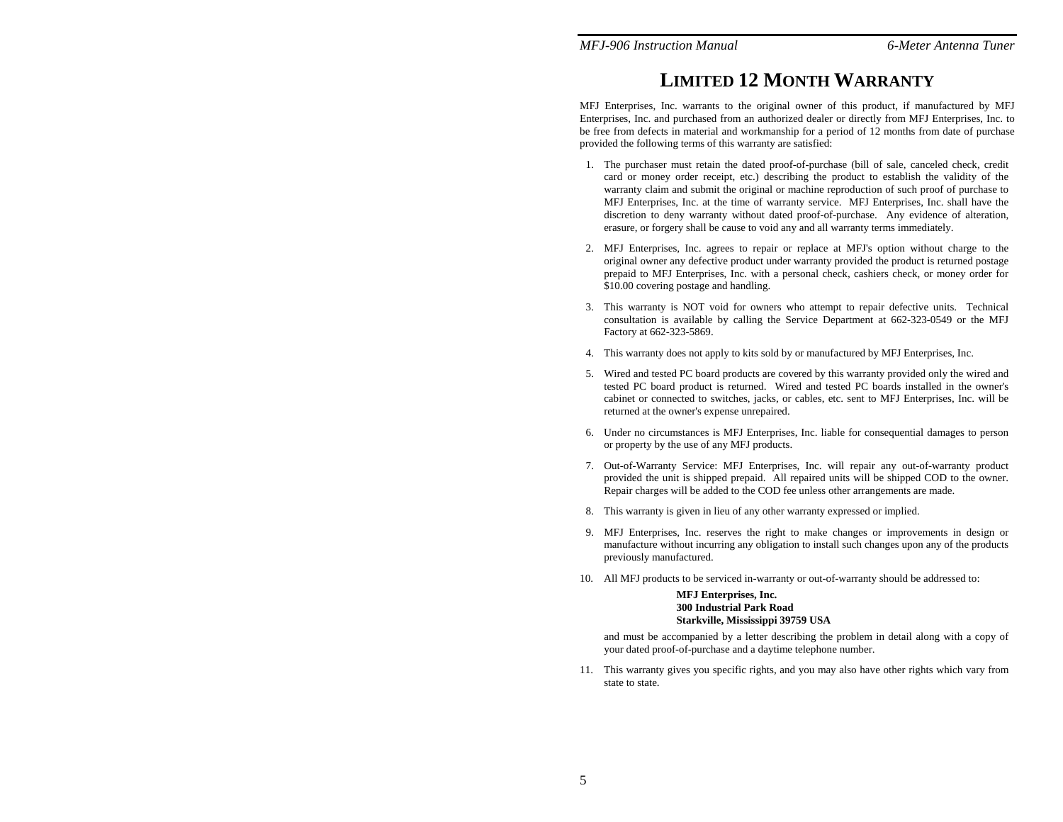# Limited 12 Month Warranty

MFJ Enterprises, Inc. warrants to the original owner of this product, if manufactured by MFJ Enterprises, Inc. and purchased from an authorized dealer or directly from MFJ Enterprises, Inc. to be free from defects in material and workmanship for a period of 12 months from date of purchase provided the following terms of this warranty are satisfied:

1. The purchaser must retain the dated proof-of-purchase (bill of sale, canceled check, credit card or money order receipt, etc.) describing the product to establish the validity of the warranty claim and submit the original or machine reproduction of such proof of purchase to MFJ Enterprises, Inc. at the time of warranty service. MFJ Enterprises, Inc. shall have the discretion to deny warranty without dated proof-of-purchase. Any evidence of alteration, erasure, or forgery shall be cause to void any and all warranty terms immediately.

2. MFJ Enterprises, Inc. agrees to repair or replace at MFJ's option without charge to the original owner any defective product under warranty provided the product is returned postage prepaid to MFJ Enterprises, Inc. with a personal check, cashiers check, or money order for $10.00 covering postage and handling.

3. This warranty is NOT void for owners who attempt to repair defective units. Technical consultation is available by calling the Service Department at 662-323-0549 or the MFJ Factory at 662-323-5869.

4. This warranty does not apply to kits sold by or manufactured by MFJ Enterprises, Inc.

5. Wired and tested PC board products are covered by this warranty provided only the wired and tested PC board product is returned. Wired and tested PC boards installed in the owner's cabinet or connected to switches, jacks, or cables, etc. sent to MFJ Enterprises, Inc. will be returned at the owner's expense unrepaired.

6. Under no circumstances is MFJ Enterprises, Inc. liable for consequential damages to person or property by the use of any MFJ products.

7. Out-of-Warranty Service: MFJ Enterprises, Inc. will repair any out-of-warranty product provided the unit is shipped prepaid. All repaired units will be shipped COD to the owner. Repair charges will be added to the COD fee unless other arrangements are made.

8. This warranty is given in lieu of any other warranty expressed or implied.

9. MFJ Enterprises, Inc. reserves the right to make changes or improvements in design or manufacture without incurring any obligation to install such changes upon any of the products previously manufactured.

10. All MFJ products to be serviced in-warranty or out-of-warranty should be addressed to:

    **MFJ Enterprises, Inc.**
    **300 Industrial Park Road**
    **Starkville, Mississippi 39759 USA**

    and must be accompanied by a letter describing the problem in detail along with a copy of your dated proof-of-purchase and a daytime telephone number.

11. This warranty gives you specific rights, and you may also have other rights which vary from state to state.